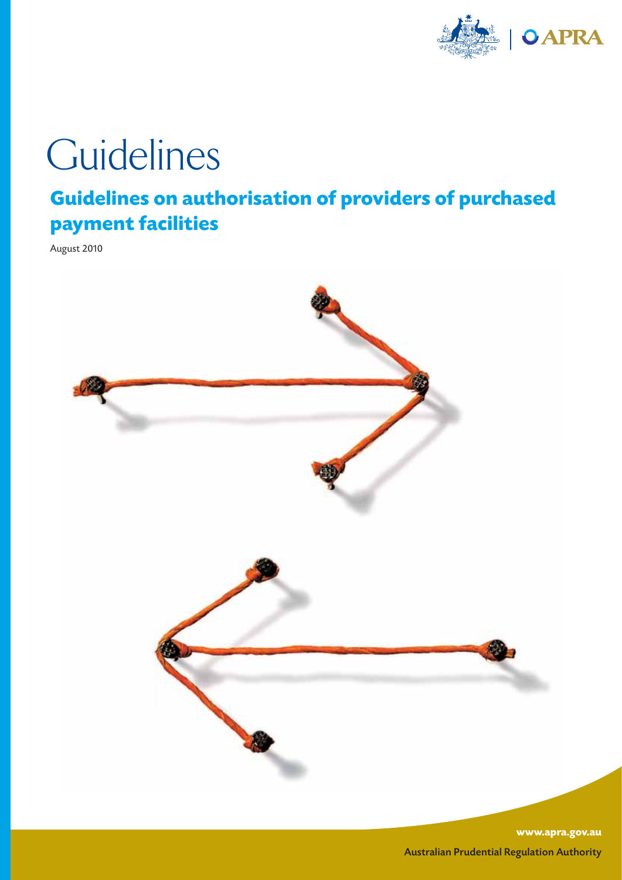# Guidelines

## Guidelines on authorisation of providers of purchased payment facilities

August 2010

www.apra.gov.au

Australian Prudential Regulation Authority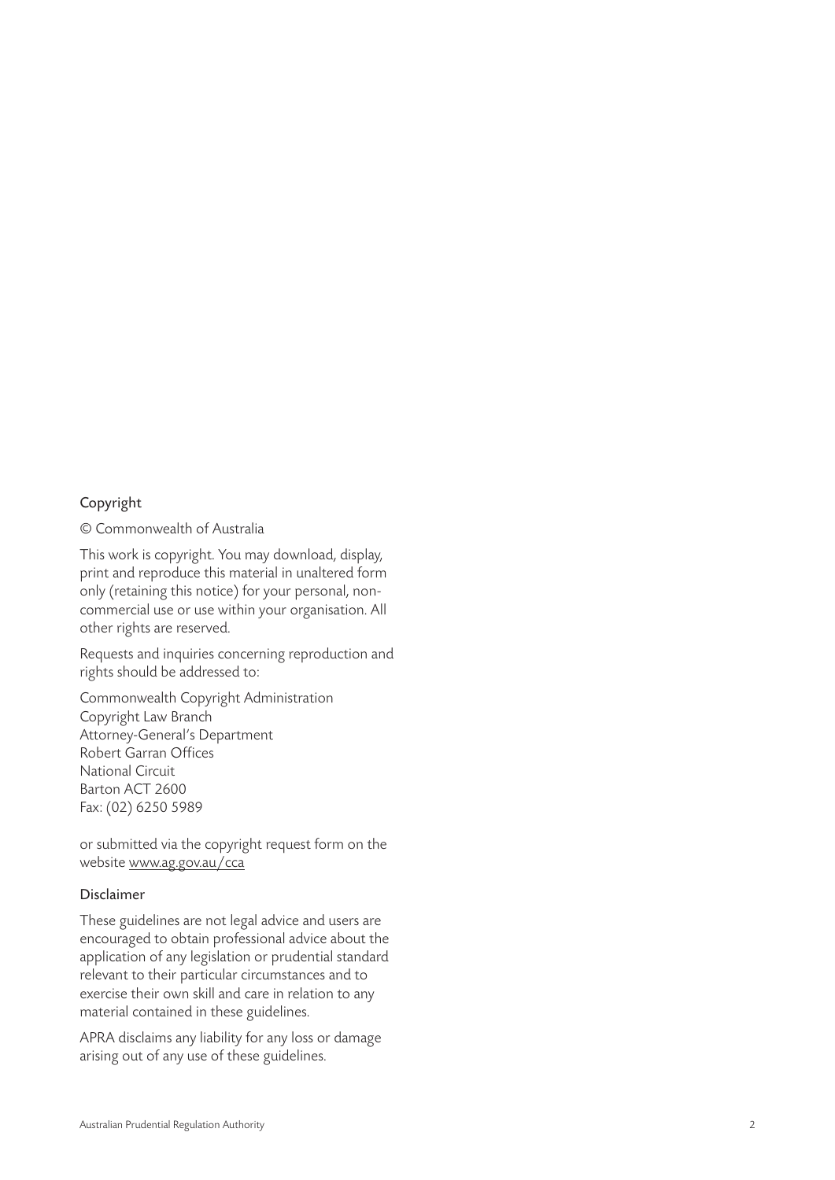## Copyright

© Commonwealth of Australia

This work is copyright. You may download, display, print and reproduce this material in unaltered form only (retaining this notice) for your personal, non-commercial use or use within your organisation. All other rights are reserved.

Requests and inquiries concerning reproduction and rights should be addressed to:

Commonwealth Copyright Administration
Copyright Law Branch
Attorney-General's Department
Robert Garran Offices
National Circuit
Barton ACT 2600
Fax: (02) 6250 5989

or submitted via the copyright request form on the website www.ag.gov.au/cca

## Disclaimer

These guidelines are not legal advice and users are encouraged to obtain professional advice about the application of any legislation or prudential standard relevant to their particular circumstances and to exercise their own skill and care in relation to any material contained in these guidelines.

APRA disclaims any liability for any loss or damage arising out of any use of these guidelines.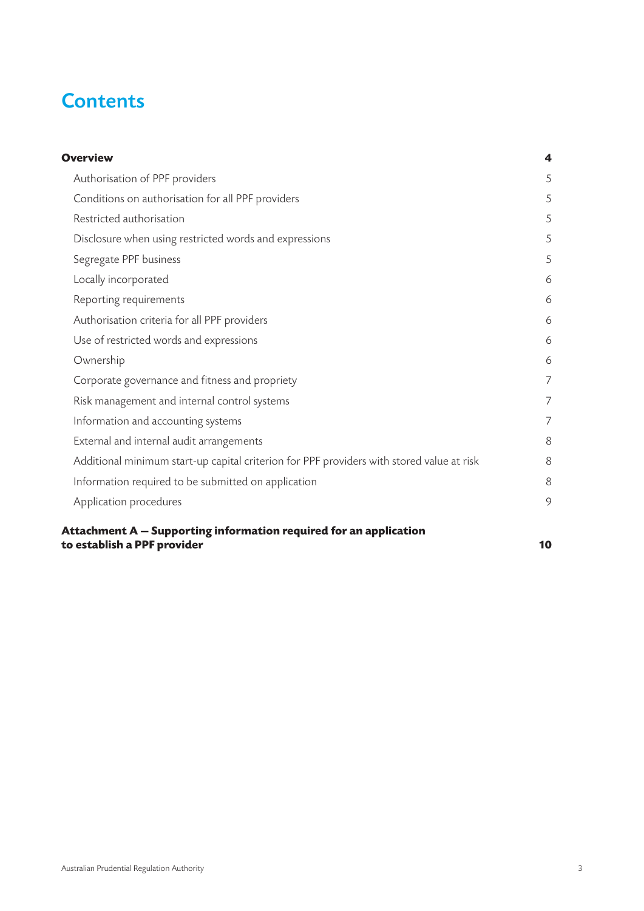# Contents

| | |
|---|---|
| **Overview** | **4** |
| Authorisation of PPF providers | 5 |
| Conditions on authorisation for all PPF providers | 5 |
| Restricted authorisation | 5 |
| Disclosure when using restricted words and expressions | 5 |
| Segregate PPF business | 5 |
| Locally incorporated | 6 |
| Reporting requirements | 6 |
| Authorisation criteria for all PPF providers | 6 |
| Use of restricted words and expressions | 6 |
| Ownership | 6 |
| Corporate governance and fitness and propriety | 7 |
| Risk management and internal control systems | 7 |
| Information and accounting systems | 7 |
| External and internal audit arrangements | 8 |
| Additional minimum start-up capital criterion for PPF providers with stored value at risk | 8 |
| Information required to be submitted on application | 8 |
| Application procedures | 9 |
| **Attachment A — Supporting information required for an application to establish a PPF provider** | **10** |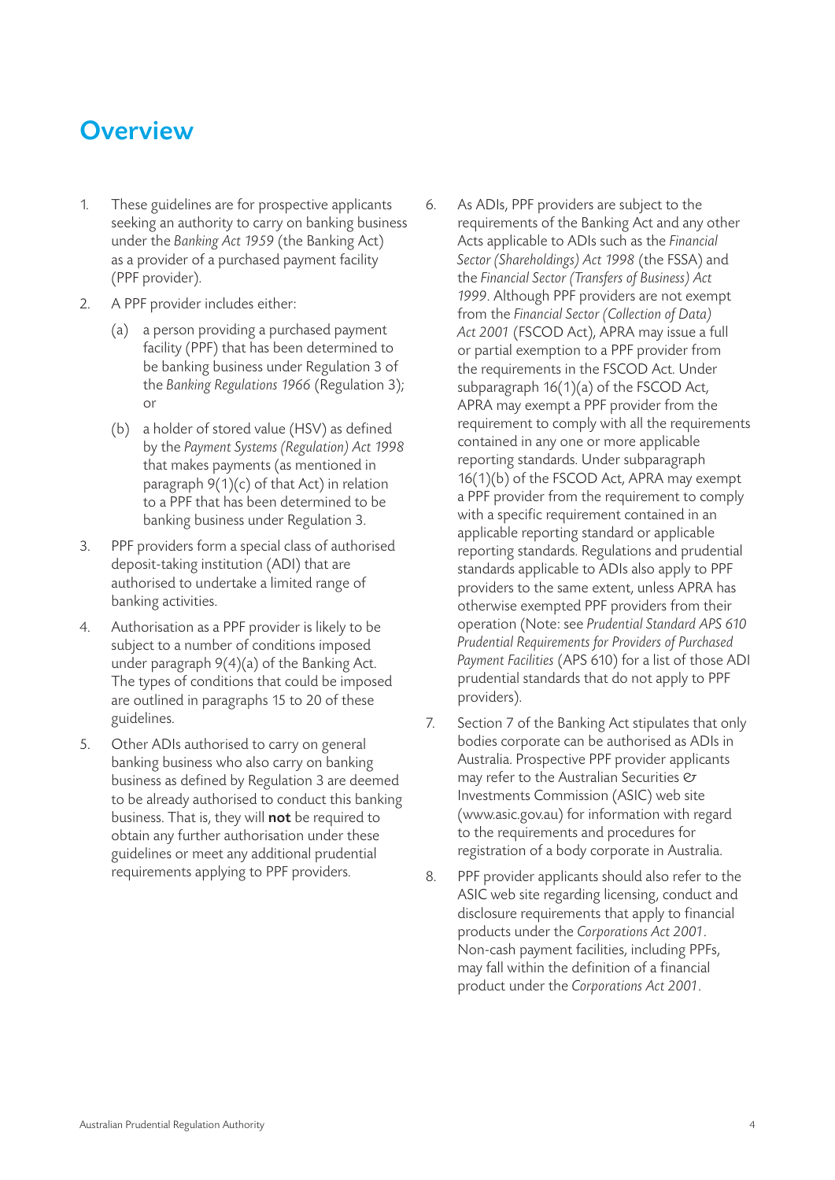# Overview

1. These guidelines are for prospective applicants seeking an authority to carry on banking business under the *Banking Act 1959* (the Banking Act) as a provider of a purchased payment facility (PPF provider).
2. A PPF provider includes either:
   (a) a person providing a purchased payment facility (PPF) that has been determined to be banking business under Regulation 3 of the *Banking Regulations 1966* (Regulation 3); or
   (b) a holder of stored value (HSV) as defined by the *Payment Systems (Regulation) Act 1998* that makes payments (as mentioned in paragraph 9(1)(c) of that Act) in relation to a PPF that has been determined to be banking business under Regulation 3.
3. PPF providers form a special class of authorised deposit-taking institution (ADI) that are authorised to undertake a limited range of banking activities.
4. Authorisation as a PPF provider is likely to be subject to a number of conditions imposed under paragraph 9(4)(a) of the Banking Act. The types of conditions that could be imposed are outlined in paragraphs 15 to 20 of these guidelines.
5. Other ADIs authorised to carry on general banking business who also carry on banking business as defined by Regulation 3 are deemed to be already authorised to conduct this banking business. That is, they will **not** be required to obtain any further authorisation under these guidelines or meet any additional prudential requirements applying to PPF providers.
6. As ADIs, PPF providers are subject to the requirements of the Banking Act and any other Acts applicable to ADIs such as the *Financial Sector (Shareholdings) Act 1998* (the FSSA) and the *Financial Sector (Transfers of Business) Act 1999*. Although PPF providers are not exempt from the *Financial Sector (Collection of Data) Act 2001* (FSCOD Act), APRA may issue a full or partial exemption to a PPF provider from the requirements in the FSCOD Act. Under subparagraph 16(1)(a) of the FSCOD Act, APRA may exempt a PPF provider from the requirement to comply with all the requirements contained in any one or more applicable reporting standards. Under subparagraph 16(1)(b) of the FSCOD Act, APRA may exempt a PPF provider from the requirement to comply with a specific requirement contained in an applicable reporting standard or applicable reporting standards. Regulations and prudential standards applicable to ADIs also apply to PPF providers to the same extent, unless APRA has otherwise exempted PPF providers from their operation (Note: see *Prudential Standard APS 610 Prudential Requirements for Providers of Purchased Payment Facilities* (APS 610) for a list of those ADI prudential standards that do not apply to PPF providers).
7. Section 7 of the Banking Act stipulates that only bodies corporate can be authorised as ADIs in Australia. Prospective PPF provider applicants may refer to the Australian Securities & Investments Commission (ASIC) web site (www.asic.gov.au) for information with regard to the requirements and procedures for registration of a body corporate in Australia.
8. PPF provider applicants should also refer to the ASIC web site regarding licensing, conduct and disclosure requirements that apply to financial products under the *Corporations Act 2001*. Non-cash payment facilities, including PPFs, may fall within the definition of a financial product under the *Corporations Act 2001*.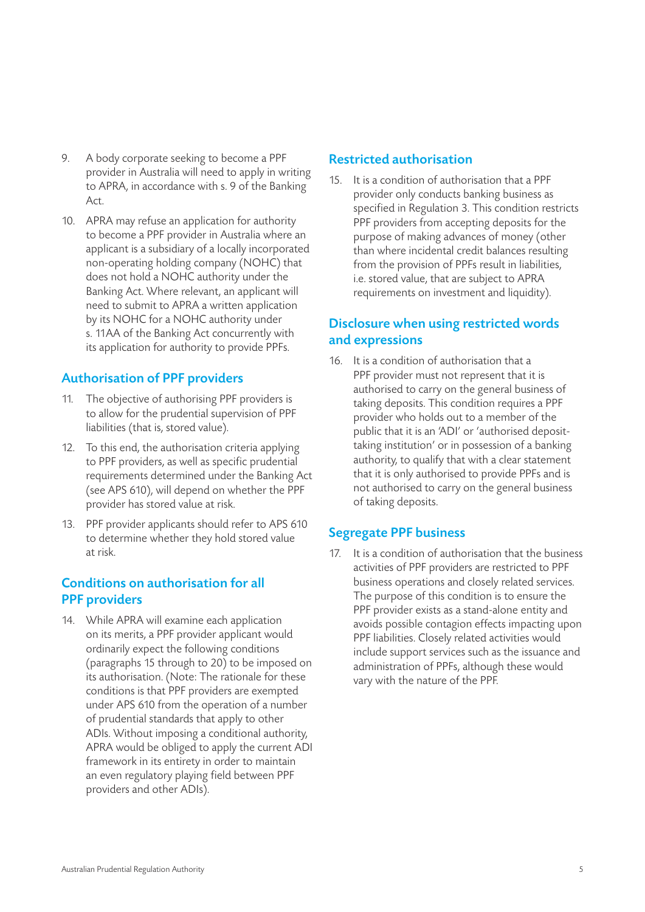9. A body corporate seeking to become a PPF provider in Australia will need to apply in writing to APRA, in accordance with s. 9 of the Banking Act.

10. APRA may refuse an application for authority to become a PPF provider in Australia where an applicant is a subsidiary of a locally incorporated non-operating holding company (NOHC) that does not hold a NOHC authority under the Banking Act. Where relevant, an applicant will need to submit to APRA a written application by its NOHC for a NOHC authority under s. 11AA of the Banking Act concurrently with its application for authority to provide PPFs.

## Authorisation of PPF providers

11. The objective of authorising PPF providers is to allow for the prudential supervision of PPF liabilities (that is, stored value).

12. To this end, the authorisation criteria applying to PPF providers, as well as specific prudential requirements determined under the Banking Act (see APS 610), will depend on whether the PPF provider has stored value at risk.

13. PPF provider applicants should refer to APS 610 to determine whether they hold stored value at risk.

## Conditions on authorisation for all PPF providers

14. While APRA will examine each application on its merits, a PPF provider applicant would ordinarily expect the following conditions (paragraphs 15 through to 20) to be imposed on its authorisation. (Note: The rationale for these conditions is that PPF providers are exempted under APS 610 from the operation of a number of prudential standards that apply to other ADIs. Without imposing a conditional authority, APRA would be obliged to apply the current ADI framework in its entirety in order to maintain an even regulatory playing field between PPF providers and other ADIs).

## Restricted authorisation

15. It is a condition of authorisation that a PPF provider only conducts banking business as specified in Regulation 3. This condition restricts PPF providers from accepting deposits for the purpose of making advances of money (other than where incidental credit balances resulting from the provision of PPFs result in liabilities, i.e. stored value, that are subject to APRA requirements on investment and liquidity).

## Disclosure when using restricted words and expressions

16. It is a condition of authorisation that a PPF provider must not represent that it is authorised to carry on the general business of taking deposits. This condition requires a PPF provider who holds out to a member of the public that it is an 'ADI' or 'authorised deposit-taking institution' or in possession of a banking authority, to qualify that with a clear statement that it is only authorised to provide PPFs and is not authorised to carry on the general business of taking deposits.

## Segregate PPF business

17. It is a condition of authorisation that the business activities of PPF providers are restricted to PPF business operations and closely related services. The purpose of this condition is to ensure the PPF provider exists as a stand-alone entity and avoids possible contagion effects impacting upon PPF liabilities. Closely related activities would include support services such as the issuance and administration of PPFs, although these would vary with the nature of the PPF.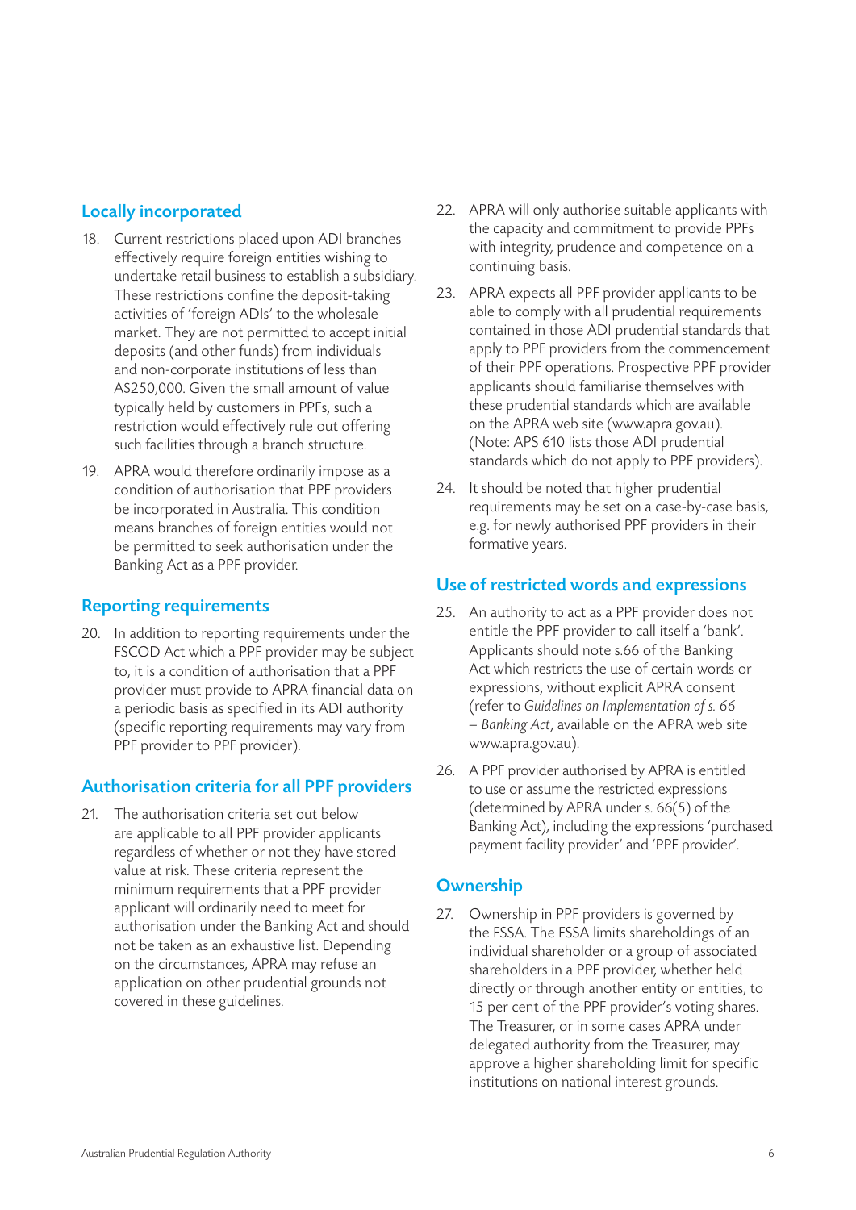## Locally incorporated

18. Current restrictions placed upon ADI branches effectively require foreign entities wishing to undertake retail business to establish a subsidiary. These restrictions confine the deposit-taking activities of 'foreign ADIs' to the wholesale market. They are not permitted to accept initial deposits (and other funds) from individuals and non-corporate institutions of less than A$250,000. Given the small amount of value typically held by customers in PPFs, such a restriction would effectively rule out offering such facilities through a branch structure.

19. APRA would therefore ordinarily impose as a condition of authorisation that PPF providers be incorporated in Australia. This condition means branches of foreign entities would not be permitted to seek authorisation under the Banking Act as a PPF provider.

## Reporting requirements

20. In addition to reporting requirements under the FSCOD Act which a PPF provider may be subject to, it is a condition of authorisation that a PPF provider must provide to APRA financial data on a periodic basis as specified in its ADI authority (specific reporting requirements may vary from PPF provider to PPF provider).

## Authorisation criteria for all PPF providers

21. The authorisation criteria set out below are applicable to all PPF provider applicants regardless of whether or not they have stored value at risk. These criteria represent the minimum requirements that a PPF provider applicant will ordinarily need to meet for authorisation under the Banking Act and should not be taken as an exhaustive list. Depending on the circumstances, APRA may refuse an application on other prudential grounds not covered in these guidelines.

22. APRA will only authorise suitable applicants with the capacity and commitment to provide PPFs with integrity, prudence and competence on a continuing basis.

23. APRA expects all PPF provider applicants to be able to comply with all prudential requirements contained in those ADI prudential standards that apply to PPF providers from the commencement of their PPF operations. Prospective PPF provider applicants should familiarise themselves with these prudential standards which are available on the APRA web site (www.apra.gov.au). (Note: APS 610 lists those ADI prudential standards which do not apply to PPF providers).

24. It should be noted that higher prudential requirements may be set on a case-by-case basis, e.g. for newly authorised PPF providers in their formative years.

## Use of restricted words and expressions

25. An authority to act as a PPF provider does not entitle the PPF provider to call itself a 'bank'. Applicants should note s.66 of the Banking Act which restricts the use of certain words or expressions, without explicit APRA consent (refer to *Guidelines on Implementation of s. 66 – Banking Act*, available on the APRA web site www.apra.gov.au).

26. A PPF provider authorised by APRA is entitled to use or assume the restricted expressions (determined by APRA under s. 66(5) of the Banking Act), including the expressions 'purchased payment facility provider' and 'PPF provider'.

## Ownership

27. Ownership in PPF providers is governed by the FSSA. The FSSA limits shareholdings of an individual shareholder or a group of associated shareholders in a PPF provider, whether held directly or through another entity or entities, to 15 per cent of the PPF provider's voting shares. The Treasurer, or in some cases APRA under delegated authority from the Treasurer, may approve a higher shareholding limit for specific institutions on national interest grounds.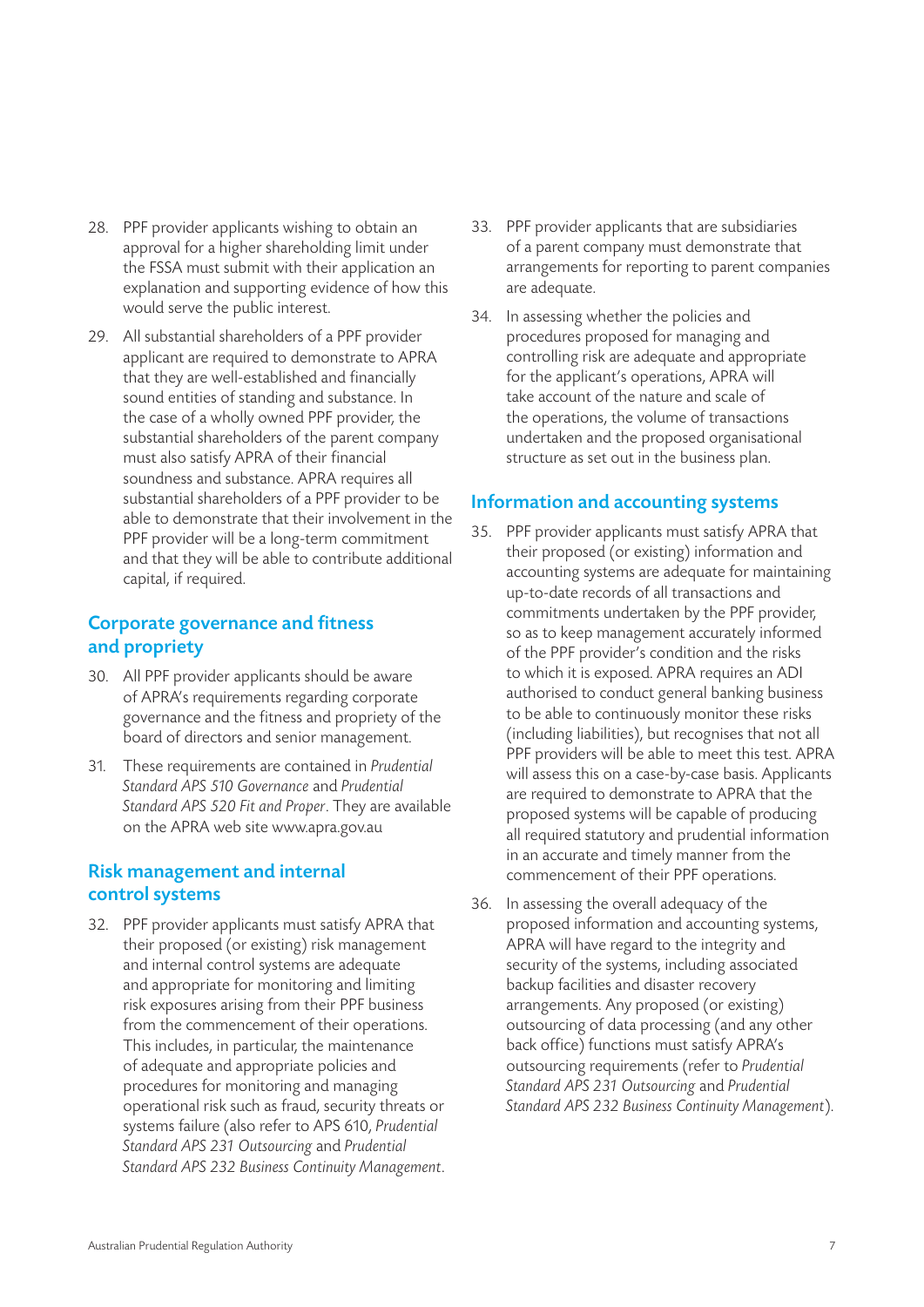28. PPF provider applicants wishing to obtain an approval for a higher shareholding limit under the FSSA must submit with their application an explanation and supporting evidence of how this would serve the public interest.

29. All substantial shareholders of a PPF provider applicant are required to demonstrate to APRA that they are well-established and financially sound entities of standing and substance. In the case of a wholly owned PPF provider, the substantial shareholders of the parent company must also satisfy APRA of their financial soundness and substance. APRA requires all substantial shareholders of a PPF provider to be able to demonstrate that their involvement in the PPF provider will be a long-term commitment and that they will be able to contribute additional capital, if required.

## Corporate governance and fitness and propriety

30. All PPF provider applicants should be aware of APRA's requirements regarding corporate governance and the fitness and propriety of the board of directors and senior management.

31. These requirements are contained in *Prudential Standard APS 510 Governance* and *Prudential Standard APS 520 Fit and Proper*. They are available on the APRA web site www.apra.gov.au

## Risk management and internal control systems

32. PPF provider applicants must satisfy APRA that their proposed (or existing) risk management and internal control systems are adequate and appropriate for monitoring and limiting risk exposures arising from their PPF business from the commencement of their operations. This includes, in particular, the maintenance of adequate and appropriate policies and procedures for monitoring and managing operational risk such as fraud, security threats or systems failure (also refer to APS 610, *Prudential Standard APS 231 Outsourcing* and *Prudential Standard APS 232 Business Continuity Management*.

33. PPF provider applicants that are subsidiaries of a parent company must demonstrate that arrangements for reporting to parent companies are adequate.

34. In assessing whether the policies and procedures proposed for managing and controlling risk are adequate and appropriate for the applicant's operations, APRA will take account of the nature and scale of the operations, the volume of transactions undertaken and the proposed organisational structure as set out in the business plan.

## Information and accounting systems

35. PPF provider applicants must satisfy APRA that their proposed (or existing) information and accounting systems are adequate for maintaining up-to-date records of all transactions and commitments undertaken by the PPF provider, so as to keep management accurately informed of the PPF provider's condition and the risks to which it is exposed. APRA requires an ADI authorised to conduct general banking business to be able to continuously monitor these risks (including liabilities), but recognises that not all PPF providers will be able to meet this test. APRA will assess this on a case-by-case basis. Applicants are required to demonstrate to APRA that the proposed systems will be capable of producing all required statutory and prudential information in an accurate and timely manner from the commencement of their PPF operations.

36. In assessing the overall adequacy of the proposed information and accounting systems, APRA will have regard to the integrity and security of the systems, including associated backup facilities and disaster recovery arrangements. Any proposed (or existing) outsourcing of data processing (and any other back office) functions must satisfy APRA's outsourcing requirements (refer to *Prudential Standard APS 231 Outsourcing* and *Prudential Standard APS 232 Business Continuity Management*).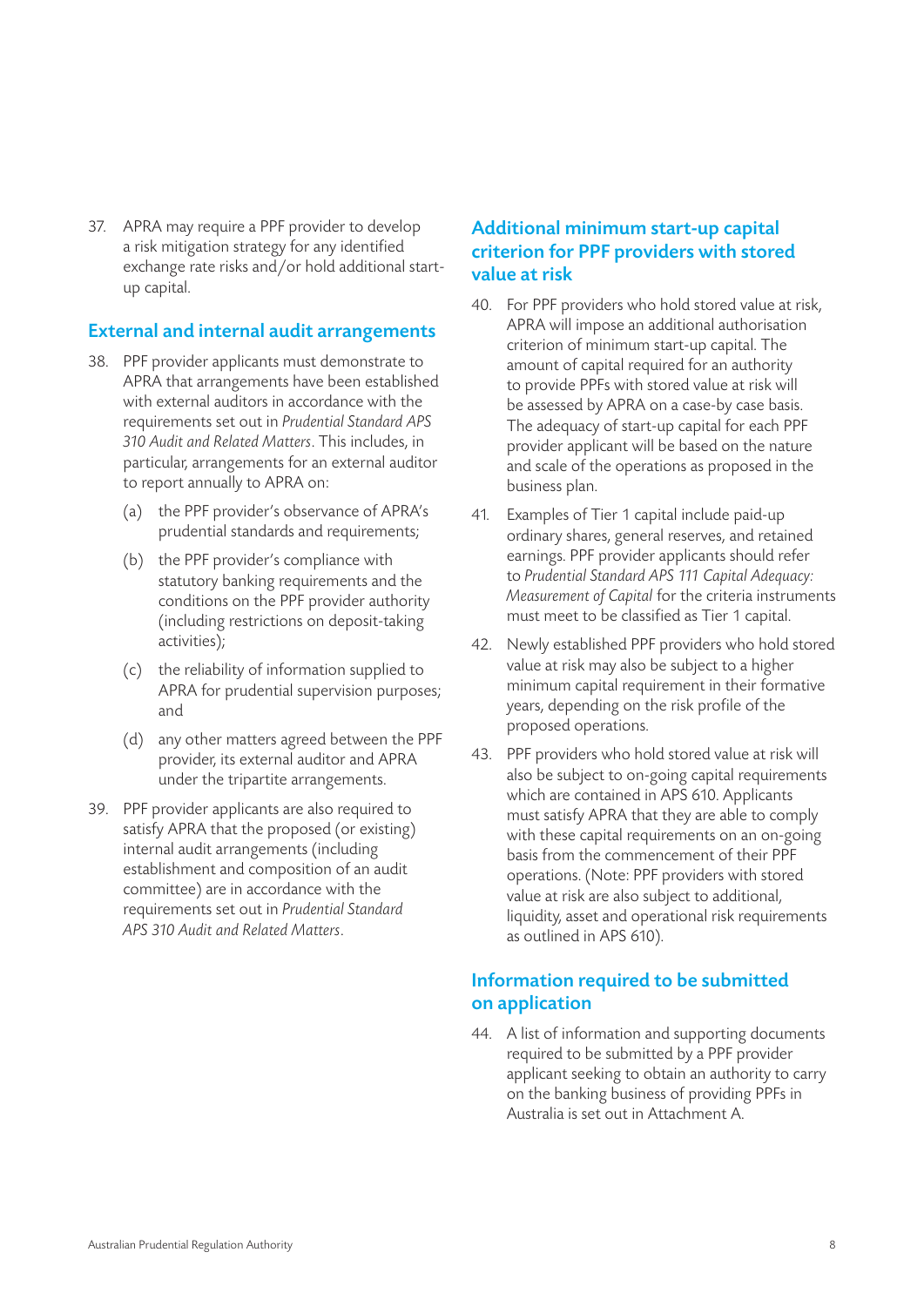37. APRA may require a PPF provider to develop a risk mitigation strategy for any identified exchange rate risks and/or hold additional start-up capital.

## External and internal audit arrangements

38. PPF provider applicants must demonstrate to APRA that arrangements have been established with external auditors in accordance with the requirements set out in *Prudential Standard APS 310 Audit and Related Matters*. This includes, in particular, arrangements for an external auditor to report annually to APRA on:

    (a) the PPF provider's observance of APRA's prudential standards and requirements;

    (b) the PPF provider's compliance with statutory banking requirements and the conditions on the PPF provider authority (including restrictions on deposit-taking activities);

    (c) the reliability of information supplied to APRA for prudential supervision purposes; and

    (d) any other matters agreed between the PPF provider, its external auditor and APRA under the tripartite arrangements.

39. PPF provider applicants are also required to satisfy APRA that the proposed (or existing) internal audit arrangements (including establishment and composition of an audit committee) are in accordance with the requirements set out in *Prudential Standard APS 310 Audit and Related Matters*.

## Additional minimum start-up capital criterion for PPF providers with stored value at risk

40. For PPF providers who hold stored value at risk, APRA will impose an additional authorisation criterion of minimum start-up capital. The amount of capital required for an authority to provide PPFs with stored value at risk will be assessed by APRA on a case-by case basis. The adequacy of start-up capital for each PPF provider applicant will be based on the nature and scale of the operations as proposed in the business plan.

41. Examples of Tier 1 capital include paid-up ordinary shares, general reserves, and retained earnings. PPF provider applicants should refer to *Prudential Standard APS 111 Capital Adequacy: Measurement of Capital* for the criteria instruments must meet to be classified as Tier 1 capital.

42. Newly established PPF providers who hold stored value at risk may also be subject to a higher minimum capital requirement in their formative years, depending on the risk profile of the proposed operations.

43. PPF providers who hold stored value at risk will also be subject to on-going capital requirements which are contained in APS 610. Applicants must satisfy APRA that they are able to comply with these capital requirements on an on-going basis from the commencement of their PPF operations. (Note: PPF providers with stored value at risk are also subject to additional, liquidity, asset and operational risk requirements as outlined in APS 610).

## Information required to be submitted on application

44. A list of information and supporting documents required to be submitted by a PPF provider applicant seeking to obtain an authority to carry on the banking business of providing PPFs in Australia is set out in Attachment A.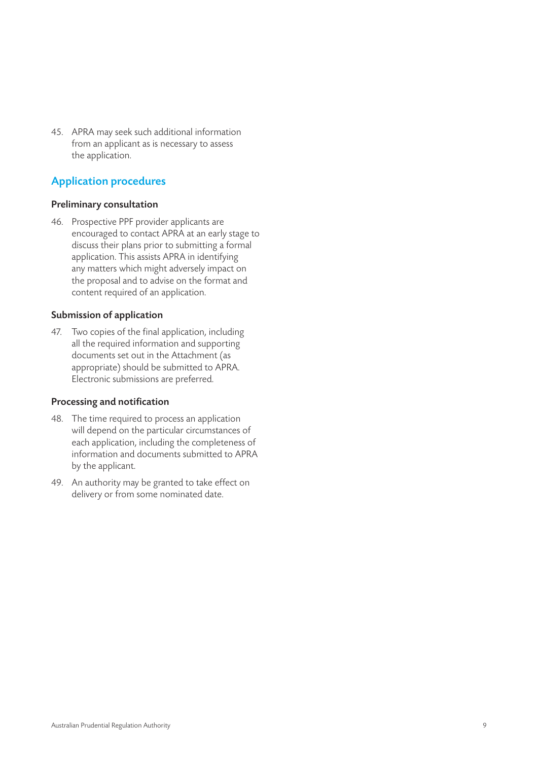45. APRA may seek such additional information from an applicant as is necessary to assess the application.

## Application procedures

### Preliminary consultation

46. Prospective PPF provider applicants are encouraged to contact APRA at an early stage to discuss their plans prior to submitting a formal application. This assists APRA in identifying any matters which might adversely impact on the proposal and to advise on the format and content required of an application.

### Submission of application

47. Two copies of the final application, including all the required information and supporting documents set out in the Attachment (as appropriate) should be submitted to APRA. Electronic submissions are preferred.

### Processing and notification

48. The time required to process an application will depend on the particular circumstances of each application, including the completeness of information and documents submitted to APRA by the applicant.

49. An authority may be granted to take effect on delivery or from some nominated date.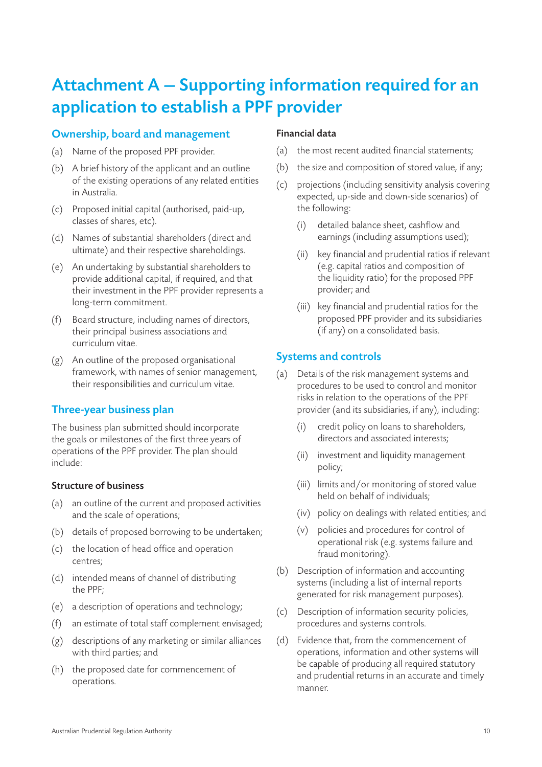# Attachment A – Supporting information required for an application to establish a PPF provider

## Ownership, board and management

(a) Name of the proposed PPF provider.

(b) A brief history of the applicant and an outline of the existing operations of any related entities in Australia.

(c) Proposed initial capital (authorised, paid-up, classes of shares, etc).

(d) Names of substantial shareholders (direct and ultimate) and their respective shareholdings.

(e) An undertaking by substantial shareholders to provide additional capital, if required, and that their investment in the PPF provider represents a long-term commitment.

(f) Board structure, including names of directors, their principal business associations and curriculum vitae.

(g) An outline of the proposed organisational framework, with names of senior management, their responsibilities and curriculum vitae.

## Three-year business plan

The business plan submitted should incorporate the goals or milestones of the first three years of operations of the PPF provider. The plan should include:

### Structure of business

(a) an outline of the current and proposed activities and the scale of operations;

(b) details of proposed borrowing to be undertaken;

(c) the location of head office and operation centres;

(d) intended means of channel of distributing the PPF;

(e) a description of operations and technology;

(f) an estimate of total staff complement envisaged;

(g) descriptions of any marketing or similar alliances with third parties; and

(h) the proposed date for commencement of operations.

### Financial data

(a) the most recent audited financial statements;

(b) the size and composition of stored value, if any;

(c) projections (including sensitivity analysis covering expected, up-side and down-side scenarios) of the following:

   (i) detailed balance sheet, cashflow and earnings (including assumptions used);

   (ii) key financial and prudential ratios if relevant (e.g. capital ratios and composition of the liquidity ratio) for the proposed PPF provider; and

   (iii) key financial and prudential ratios for the proposed PPF provider and its subsidiaries (if any) on a consolidated basis.

## Systems and controls

(a) Details of the risk management systems and procedures to be used to control and monitor risks in relation to the operations of the PPF provider (and its subsidiaries, if any), including:

   (i) credit policy on loans to shareholders, directors and associated interests;

   (ii) investment and liquidity management policy;

   (iii) limits and/or monitoring of stored value held on behalf of individuals;

   (iv) policy on dealings with related entities; and

   (v) policies and procedures for control of operational risk (e.g. systems failure and fraud monitoring).

(b) Description of information and accounting systems (including a list of internal reports generated for risk management purposes).

(c) Description of information security policies, procedures and systems controls.

(d) Evidence that, from the commencement of operations, information and other systems will be capable of producing all required statutory and prudential returns in an accurate and timely manner.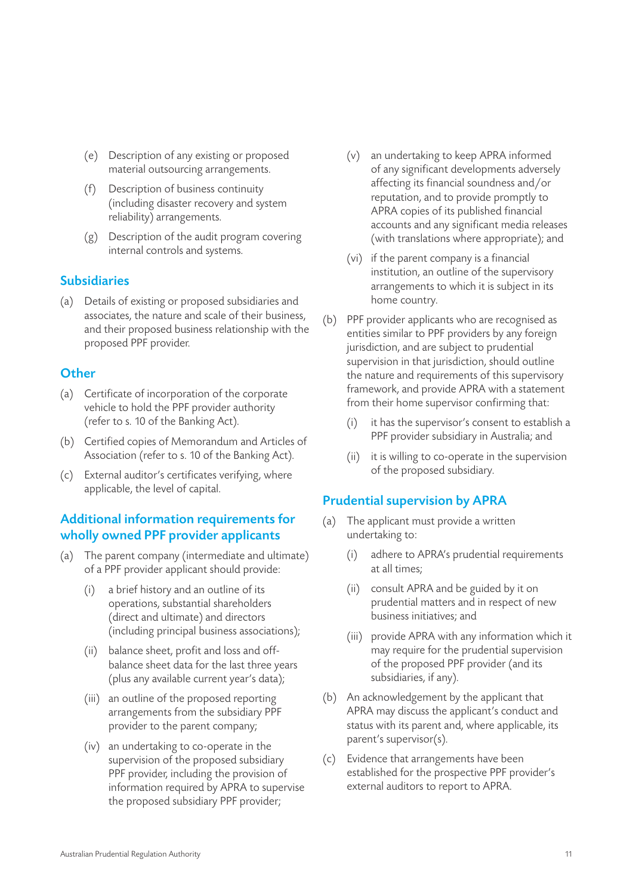(e) Description of any existing or proposed material outsourcing arrangements.

(f) Description of business continuity (including disaster recovery and system reliability) arrangements.

(g) Description of the audit program covering internal controls and systems.

## Subsidiaries

(a) Details of existing or proposed subsidiaries and associates, the nature and scale of their business, and their proposed business relationship with the proposed PPF provider.

## Other

(a) Certificate of incorporation of the corporate vehicle to hold the PPF provider authority (refer to s. 10 of the Banking Act).

(b) Certified copies of Memorandum and Articles of Association (refer to s. 10 of the Banking Act).

(c) External auditor's certificates verifying, where applicable, the level of capital.

## Additional information requirements for wholly owned PPF provider applicants

(a) The parent company (intermediate and ultimate) of a PPF provider applicant should provide:

  (i) a brief history and an outline of its operations, substantial shareholders (direct and ultimate) and directors (including principal business associations);

  (ii) balance sheet, profit and loss and off-balance sheet data for the last three years (plus any available current year's data);

  (iii) an outline of the proposed reporting arrangements from the subsidiary PPF provider to the parent company;

  (iv) an undertaking to co-operate in the supervision of the proposed subsidiary PPF provider, including the provision of information required by APRA to supervise the proposed subsidiary PPF provider;

  (v) an undertaking to keep APRA informed of any significant developments adversely affecting its financial soundness and/or reputation, and to provide promptly to APRA copies of its published financial accounts and any significant media releases (with translations where appropriate); and

  (vi) if the parent company is a financial institution, an outline of the supervisory arrangements to which it is subject in its home country.

(b) PPF provider applicants who are recognised as entities similar to PPF providers by any foreign jurisdiction, and are subject to prudential supervision in that jurisdiction, should outline the nature and requirements of this supervisory framework, and provide APRA with a statement from their home supervisor confirming that:

  (i) it has the supervisor's consent to establish a PPF provider subsidiary in Australia; and

  (ii) it is willing to co-operate in the supervision of the proposed subsidiary.

## Prudential supervision by APRA

(a) The applicant must provide a written undertaking to:

  (i) adhere to APRA's prudential requirements at all times;

  (ii) consult APRA and be guided by it on prudential matters and in respect of new business initiatives; and

  (iii) provide APRA with any information which it may require for the prudential supervision of the proposed PPF provider (and its subsidiaries, if any).

(b) An acknowledgement by the applicant that APRA may discuss the applicant's conduct and status with its parent and, where applicable, its parent's supervisor(s).

(c) Evidence that arrangements have been established for the prospective PPF provider's external auditors to report to APRA.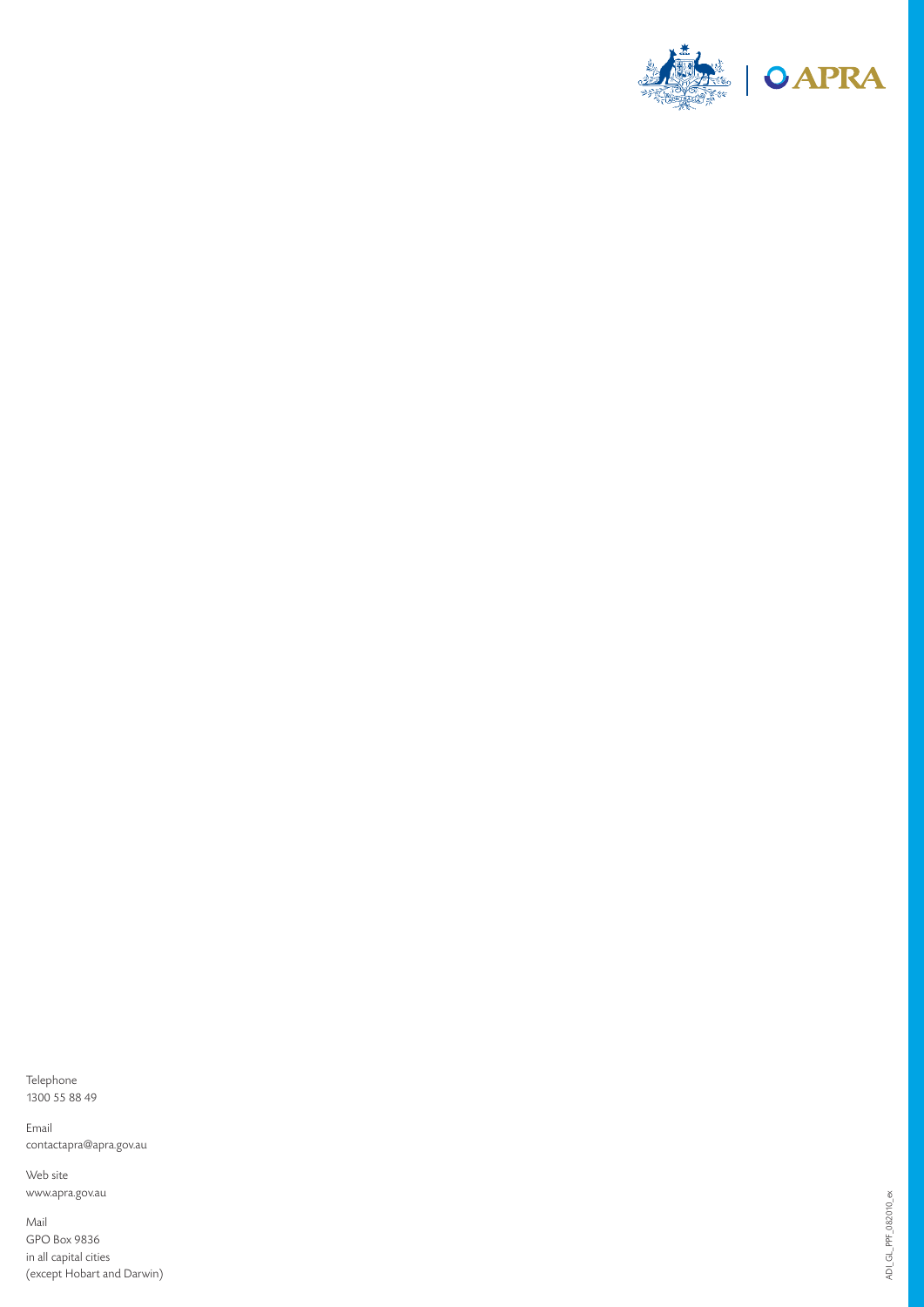APRA

Telephone
1300 55 88 49

Email
contactapra@apra.gov.au

Web site
www.apra.gov.au

Mail
GPO Box 9836
in all capital cities
(except Hobart and Darwin)

ADI_GL_PPF_082010_ex